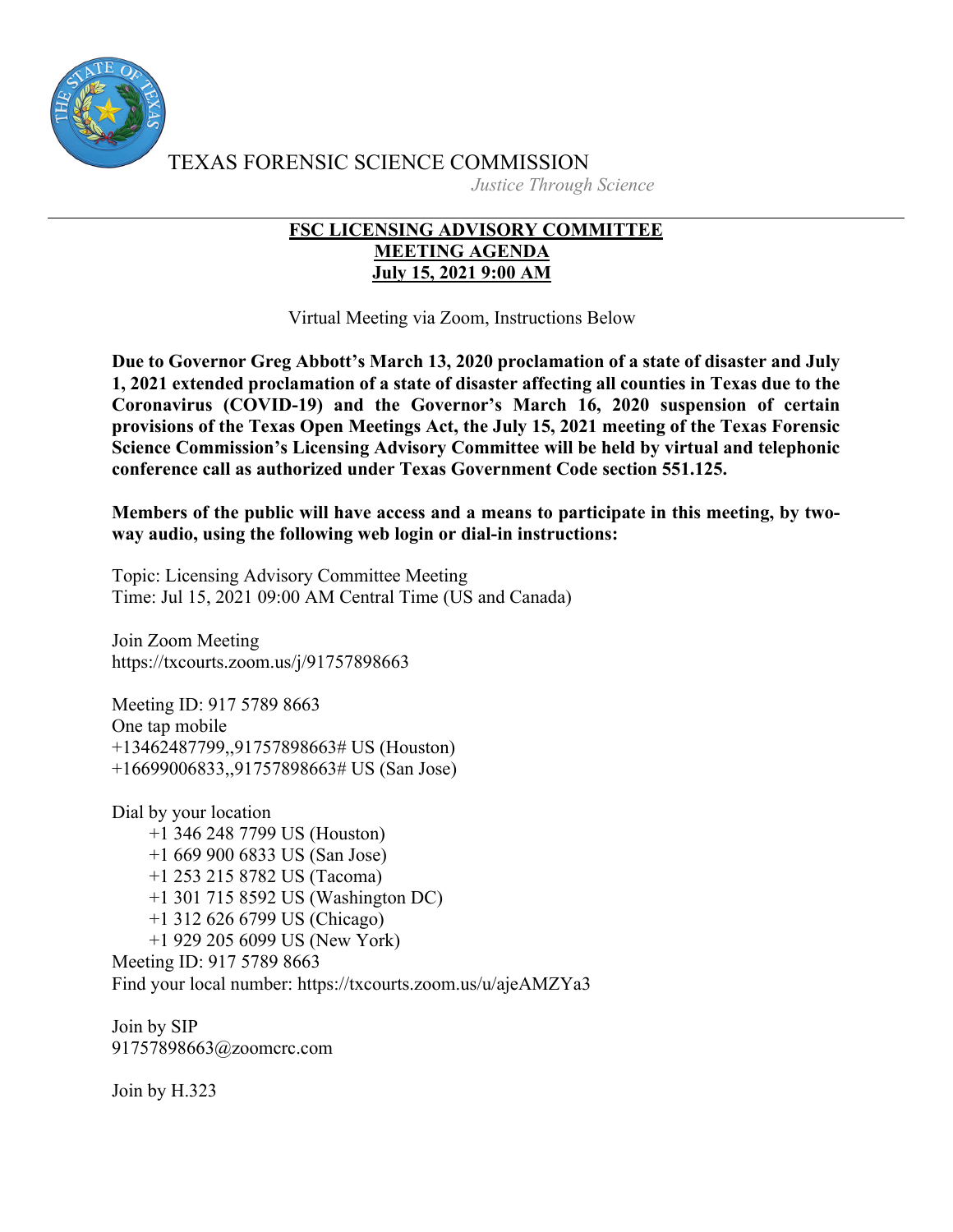TEXAS FORENSIC SCIENCE COMMISSION

*Justice Through Science*

---

**FSC LICENSING ADVISORY COMMITTEE**
**MEETING AGENDA**
**July 15, 2021 9:00 AM**

Virtual Meeting via Zoom, Instructions Below

**Due to Governor Greg Abbott's March 13, 2020 proclamation of a state of disaster and July 1, 2021 extended proclamation of a state of disaster affecting all counties in Texas due to the Coronavirus (COVID-19) and the Governor's March 16, 2020 suspension of certain provisions of the Texas Open Meetings Act, the July 15, 2021 meeting of the Texas Forensic Science Commission's Licensing Advisory Committee will be held by virtual and telephonic conference call as authorized under Texas Government Code section 551.125.**

**Members of the public will have access and a means to participate in this meeting, by two-way audio, using the following web login or dial-in instructions:**

Topic: Licensing Advisory Committee Meeting
Time: Jul 15, 2021 09:00 AM Central Time (US and Canada)

Join Zoom Meeting
https://txcourts.zoom.us/j/91757898663

Meeting ID: 917 5789 8663
One tap mobile
+13462487799,,91757898663# US (Houston)
+16699006833,,91757898663# US (San Jose)

Dial by your location
+1 346 248 7799 US (Houston)
+1 669 900 6833 US (San Jose)
+1 253 215 8782 US (Tacoma)
+1 301 715 8592 US (Washington DC)
+1 312 626 6799 US (Chicago)
+1 929 205 6099 US (New York)
Meeting ID: 917 5789 8663
Find your local number: https://txcourts.zoom.us/u/ajeAMZYa3

Join by SIP
91757898663@zoomcrc.com

Join by H.323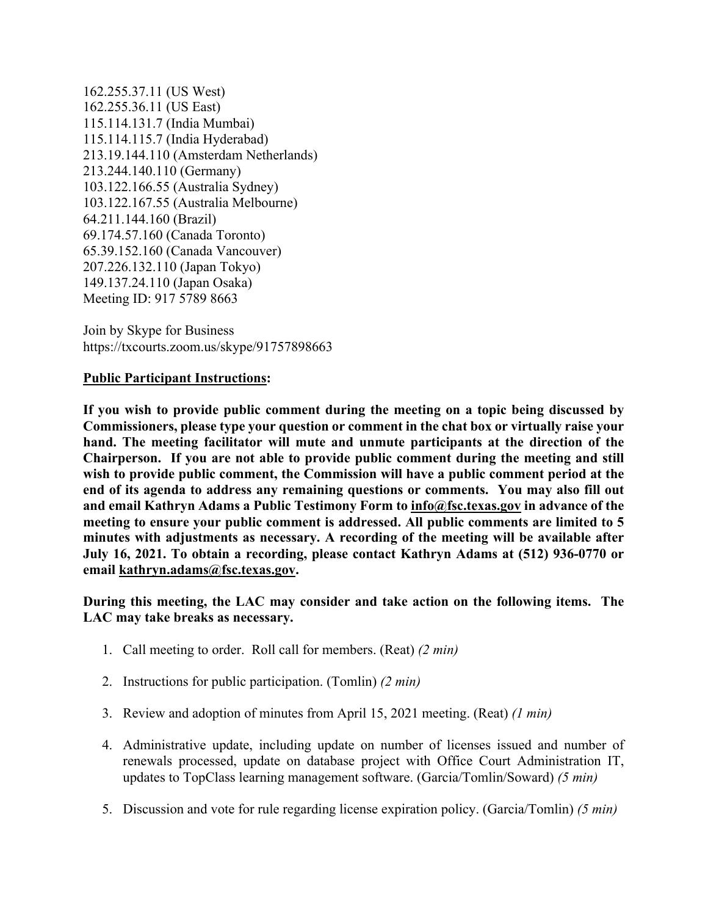162.255.37.11 (US West)  
162.255.36.11 (US East)  
115.114.131.7 (India Mumbai)  
115.114.115.7 (India Hyderabad)  
213.19.144.110 (Amsterdam Netherlands)  
213.244.140.110 (Germany)  
103.122.166.55 (Australia Sydney)  
103.122.167.55 (Australia Melbourne)  
64.211.144.160 (Brazil)  
69.174.57.160 (Canada Toronto)  
65.39.152.160 (Canada Vancouver)  
207.226.132.110 (Japan Tokyo)  
149.137.24.110 (Japan Osaka)  
Meeting ID: 917 5789 8663

Join by Skype for Business  
https://txcourts.zoom.us/skype/91757898663

**Public Participant Instructions:**

**If you wish to provide public comment during the meeting on a topic being discussed by Commissioners, please type your question or comment in the chat box or virtually raise your hand. The meeting facilitator will mute and unmute participants at the direction of the Chairperson. If you are not able to provide public comment during the meeting and still wish to provide public comment, the Commission will have a public comment period at the end of its agenda to address any remaining questions or comments. You may also fill out and email Kathryn Adams a Public Testimony Form to info@fsc.texas.gov in advance of the meeting to ensure your public comment is addressed. All public comments are limited to 5 minutes with adjustments as necessary. A recording of the meeting will be available after July 16, 2021. To obtain a recording, please contact Kathryn Adams at (512) 936-0770 or email kathryn.adams@fsc.texas.gov.**

**During this meeting, the LAC may consider and take action on the following items. The LAC may take breaks as necessary.**

1. Call meeting to order. Roll call for members. (Reat) *(2 min)*
2. Instructions for public participation. (Tomlin) *(2 min)*
3. Review and adoption of minutes from April 15, 2021 meeting. (Reat) *(1 min)*
4. Administrative update, including update on number of licenses issued and number of renewals processed, update on database project with Office Court Administration IT, updates to TopClass learning management software. (Garcia/Tomlin/Soward) *(5 min)*
5. Discussion and vote for rule regarding license expiration policy. (Garcia/Tomlin) *(5 min)*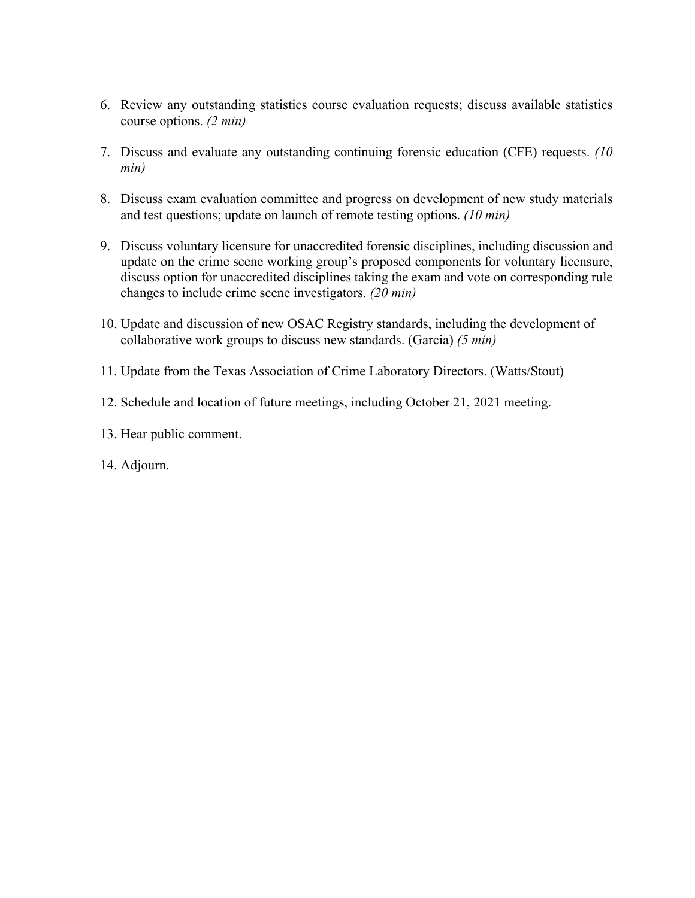6. Review any outstanding statistics course evaluation requests; discuss available statistics course options. *(2 min)*

7. Discuss and evaluate any outstanding continuing forensic education (CFE) requests. *(10 min)*

8. Discuss exam evaluation committee and progress on development of new study materials and test questions; update on launch of remote testing options. *(10 min)*

9. Discuss voluntary licensure for unaccredited forensic disciplines, including discussion and update on the crime scene working group's proposed components for voluntary licensure, discuss option for unaccredited disciplines taking the exam and vote on corresponding rule changes to include crime scene investigators. *(20 min)*

10. Update and discussion of new OSAC Registry standards, including the development of collaborative work groups to discuss new standards. (Garcia) *(5 min)*

11. Update from the Texas Association of Crime Laboratory Directors. (Watts/Stout)

12. Schedule and location of future meetings, including October 21, 2021 meeting.

13. Hear public comment.

14. Adjourn.